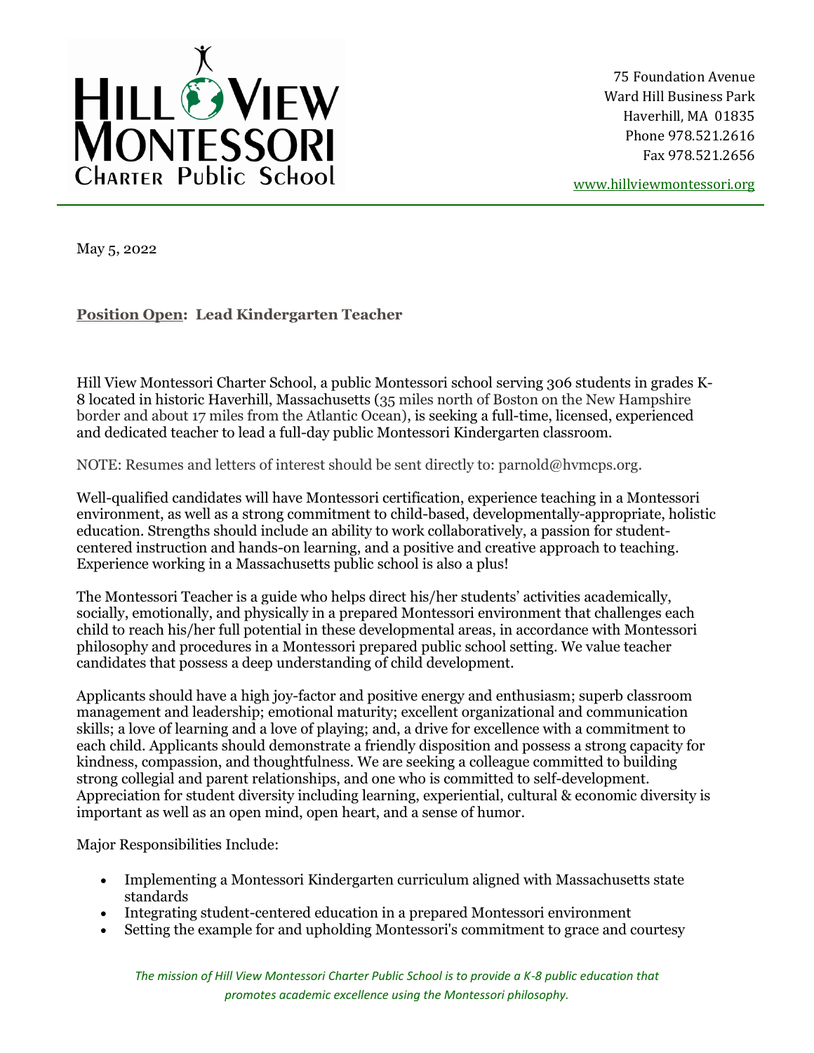**HILL VIEW MONTESSORI**
Charter Public School

75 Foundation Avenue
Ward Hill Business Park
Haverhill, MA 01835
Phone 978.521.2616
Fax 978.521.2656

www.hillviewmontessori.org

May 5, 2022

**Position Open: Lead Kindergarten Teacher**

Hill View Montessori Charter School, a public Montessori school serving 306 students in grades K-8 located in historic Haverhill, Massachusetts (35 miles north of Boston on the New Hampshire border and about 17 miles from the Atlantic Ocean), is seeking a full-time, licensed, experienced and dedicated teacher to lead a full-day public Montessori Kindergarten classroom.

NOTE: Resumes and letters of interest should be sent directly to: parnold@hvmcps.org.

Well-qualified candidates will have Montessori certification, experience teaching in a Montessori environment, as well as a strong commitment to child-based, developmentally-appropriate, holistic education. Strengths should include an ability to work collaboratively, a passion for student-centered instruction and hands-on learning, and a positive and creative approach to teaching. Experience working in a Massachusetts public school is also a plus!

The Montessori Teacher is a guide who helps direct his/her students' activities academically, socially, emotionally, and physically in a prepared Montessori environment that challenges each child to reach his/her full potential in these developmental areas, in accordance with Montessori philosophy and procedures in a Montessori prepared public school setting. We value teacher candidates that possess a deep understanding of child development.

Applicants should have a high joy-factor and positive energy and enthusiasm; superb classroom management and leadership; emotional maturity; excellent organizational and communication skills; a love of learning and a love of playing; and, a drive for excellence with a commitment to each child. Applicants should demonstrate a friendly disposition and possess a strong capacity for kindness, compassion, and thoughtfulness. We are seeking a colleague committed to building strong collegial and parent relationships, and one who is committed to self-development. Appreciation for student diversity including learning, experiential, cultural & economic diversity is important as well as an open mind, open heart, and a sense of humor.

Major Responsibilities Include:

- Implementing a Montessori Kindergarten curriculum aligned with Massachusetts state standards
- Integrating student-centered education in a prepared Montessori environment
- Setting the example for and upholding Montessori's commitment to grace and courtesy

*The mission of Hill View Montessori Charter Public School is to provide a K-8 public education that promotes academic excellence using the Montessori philosophy.*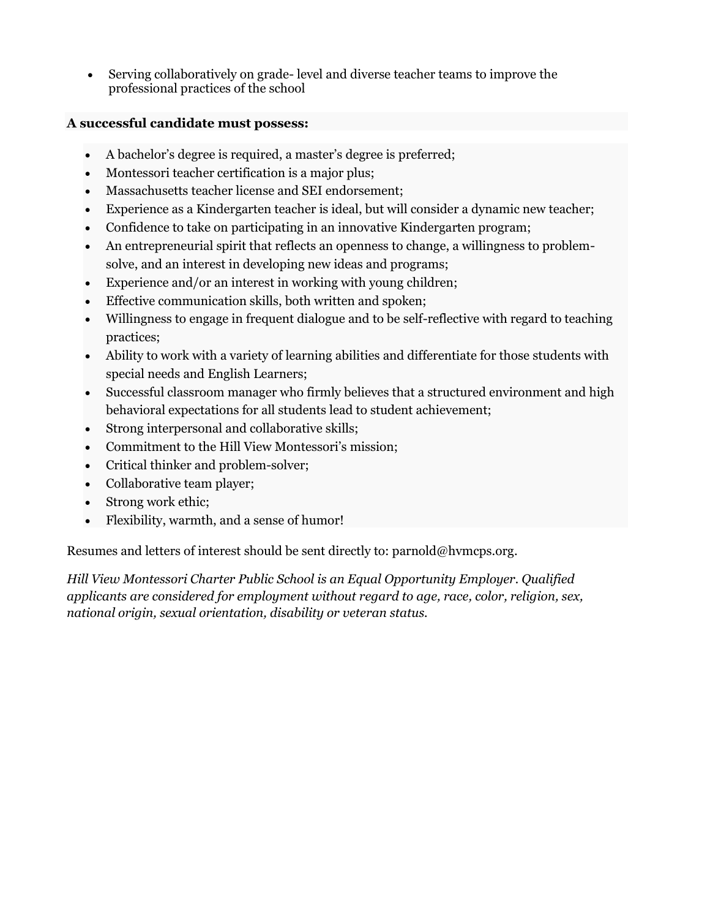- Serving collaboratively on grade- level and diverse teacher teams to improve the professional practices of the school

**A successful candidate must possess:**

- A bachelor's degree is required, a master's degree is preferred;
- Montessori teacher certification is a major plus;
- Massachusetts teacher license and SEI endorsement;
- Experience as a Kindergarten teacher is ideal, but will consider a dynamic new teacher;
- Confidence to take on participating in an innovative Kindergarten program;
- An entrepreneurial spirit that reflects an openness to change, a willingness to problem-solve, and an interest in developing new ideas and programs;
- Experience and/or an interest in working with young children;
- Effective communication skills, both written and spoken;
- Willingness to engage in frequent dialogue and to be self-reflective with regard to teaching practices;
- Ability to work with a variety of learning abilities and differentiate for those students with special needs and English Learners;
- Successful classroom manager who firmly believes that a structured environment and high behavioral expectations for all students lead to student achievement;
- Strong interpersonal and collaborative skills;
- Commitment to the Hill View Montessori's mission;
- Critical thinker and problem-solver;
- Collaborative team player;
- Strong work ethic;
- Flexibility, warmth, and a sense of humor!

Resumes and letters of interest should be sent directly to: parnold@hvmcps.org.

*Hill View Montessori Charter Public School is an Equal Opportunity Employer. Qualified applicants are considered for employment without regard to age, race, color, religion, sex, national origin, sexual orientation, disability or veteran status.*